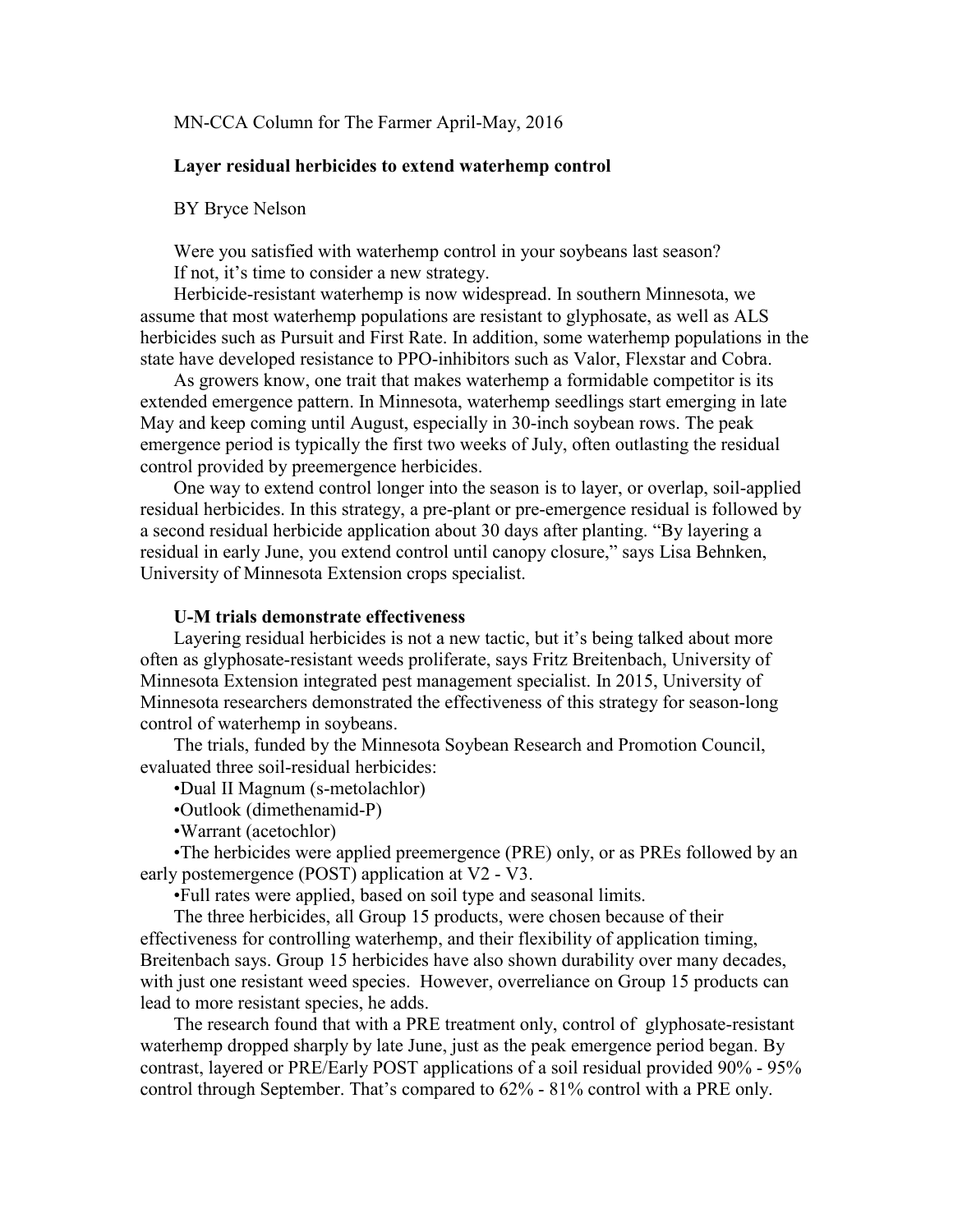MN-CCA Column for The Farmer April-May, 2016

# Layer residual herbicides to extend waterhemp control

BY Bryce Nelson

Were you satisfied with waterhemp control in your soybeans last season?

If not, it's time to consider a new strategy.

Herbicide-resistant waterhemp is now widespread. In southern Minnesota, we assume that most waterhemp populations are resistant to glyphosate, as well as ALS herbicides such as Pursuit and First Rate. In addition, some waterhemp populations in the state have developed resistance to PPO-inhibitors such as Valor, Flexstar and Cobra.

As growers know, one trait that makes waterhemp a formidable competitor is its extended emergence pattern. In Minnesota, waterhemp seedlings start emerging in late May and keep coming until August, especially in 30-inch soybean rows. The peak emergence period is typically the first two weeks of July, often outlasting the residual control provided by preemergence herbicides.

One way to extend control longer into the season is to layer, or overlap, soil-applied residual herbicides. In this strategy, a pre-plant or pre-emergence residual is followed by a second residual herbicide application about 30 days after planting. "By layering a residual in early June, you extend control until canopy closure," says Lisa Behnken, University of Minnesota Extension crops specialist.

## U-M trials demonstrate effectiveness

Layering residual herbicides is not a new tactic, but it's being talked about more often as glyphosate-resistant weeds proliferate, says Fritz Breitenbach, University of Minnesota Extension integrated pest management specialist. In 2015, University of Minnesota researchers demonstrated the effectiveness of this strategy for season-long control of waterhemp in soybeans.

The trials, funded by the Minnesota Soybean Research and Promotion Council, evaluated three soil-residual herbicides:

- Dual II Magnum (s-metolachlor)
- Outlook (dimethenamid-P)
- Warrant (acetochlor)
- The herbicides were applied preemergence (PRE) only, or as PREs followed by an early postemergence (POST) application at V2 - V3.
- Full rates were applied, based on soil type and seasonal limits.

The three herbicides, all Group 15 products, were chosen because of their effectiveness for controlling waterhemp, and their flexibility of application timing, Breitenbach says. Group 15 herbicides have also shown durability over many decades, with just one resistant weed species. However, overreliance on Group 15 products can lead to more resistant species, he adds.

The research found that with a PRE treatment only, control of glyphosate-resistant waterhemp dropped sharply by late June, just as the peak emergence period began. By contrast, layered or PRE/Early POST applications of a soil residual provided 90% - 95% control through September. That's compared to 62% - 81% control with a PRE only.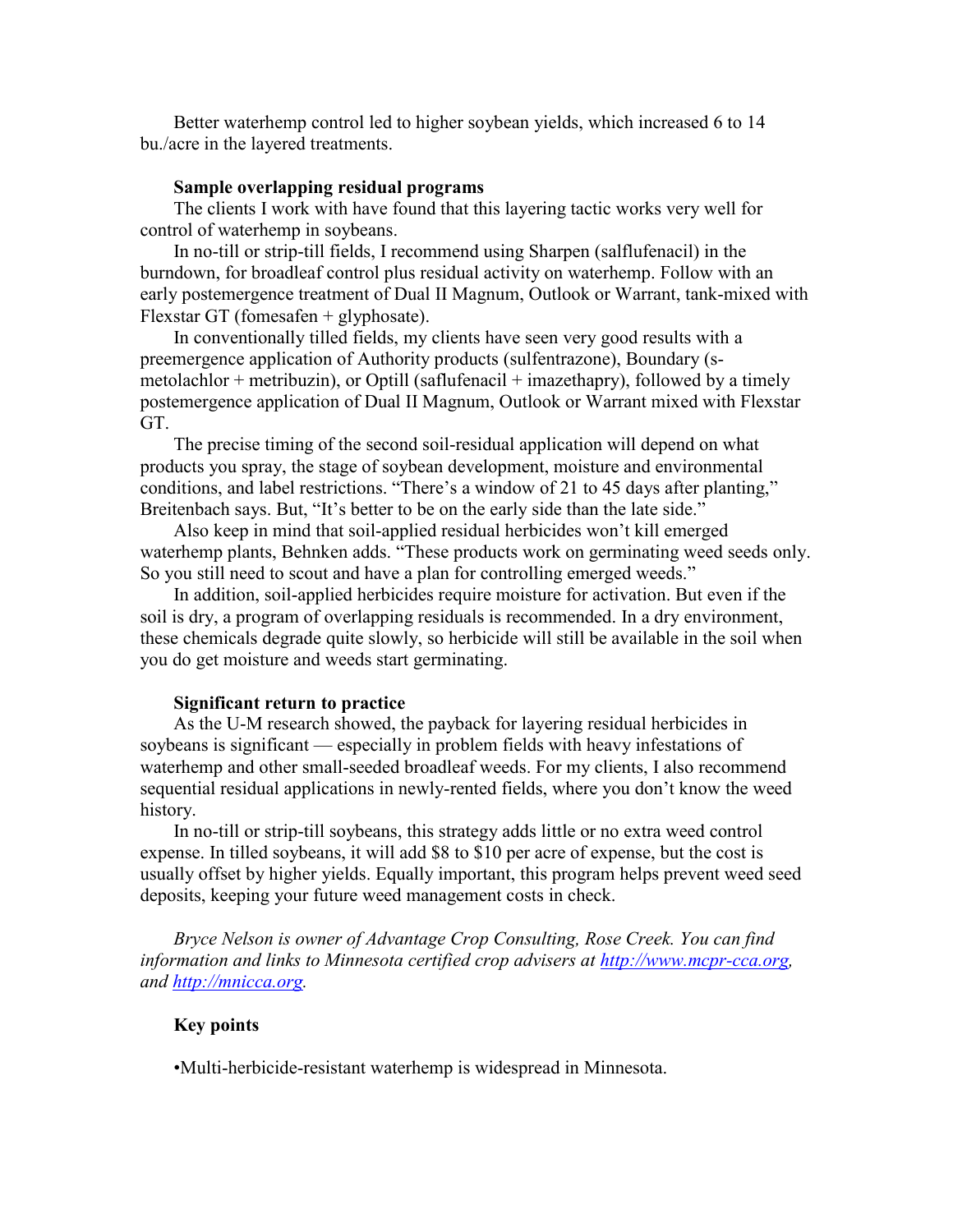Better waterhemp control led to higher soybean yields, which increased 6 to 14 bu./acre in the layered treatments.

**Sample overlapping residual programs**

The clients I work with have found that this layering tactic works very well for control of waterhemp in soybeans.

In no-till or strip-till fields, I recommend using Sharpen (salflufenacil) in the burndown, for broadleaf control plus residual activity on waterhemp. Follow with an early postemergence treatment of Dual II Magnum, Outlook or Warrant, tank-mixed with Flexstar GT (fomesafen + glyphosate).

In conventionally tilled fields, my clients have seen very good results with a preemergence application of Authority products (sulfentrazone), Boundary (s-metolachlor + metribuzin), or Optill (saflufenacil + imazethapry), followed by a timely postemergence application of Dual II Magnum, Outlook or Warrant mixed with Flexstar GT.

The precise timing of the second soil-residual application will depend on what products you spray, the stage of soybean development, moisture and environmental conditions, and label restrictions. "There's a window of 21 to 45 days after planting," Breitenbach says. But, "It's better to be on the early side than the late side."

Also keep in mind that soil-applied residual herbicides won't kill emerged waterhemp plants, Behnken adds. "These products work on germinating weed seeds only. So you still need to scout and have a plan for controlling emerged weeds."

In addition, soil-applied herbicides require moisture for activation. But even if the soil is dry, a program of overlapping residuals is recommended. In a dry environment, these chemicals degrade quite slowly, so herbicide will still be available in the soil when you do get moisture and weeds start germinating.

**Significant return to practice**

As the U-M research showed, the payback for layering residual herbicides in soybeans is significant — especially in problem fields with heavy infestations of waterhemp and other small-seeded broadleaf weeds. For my clients, I also recommend sequential residual applications in newly-rented fields, where you don't know the weed history.

In no-till or strip-till soybeans, this strategy adds little or no extra weed control expense. In tilled soybeans, it will add $8 to $10 per acre of expense, but the cost is usually offset by higher yields. Equally important, this program helps prevent weed seed deposits, keeping your future weed management costs in check.

*Bryce Nelson is owner of Advantage Crop Consulting, Rose Creek. You can find information and links to Minnesota certified crop advisers at [http://www.mcpr-cca.org](http://www.mcpr-cca.org), and [http://mnicca.org](http://mnicca.org).*

**Key points**

- Multi-herbicide-resistant waterhemp is widespread in Minnesota.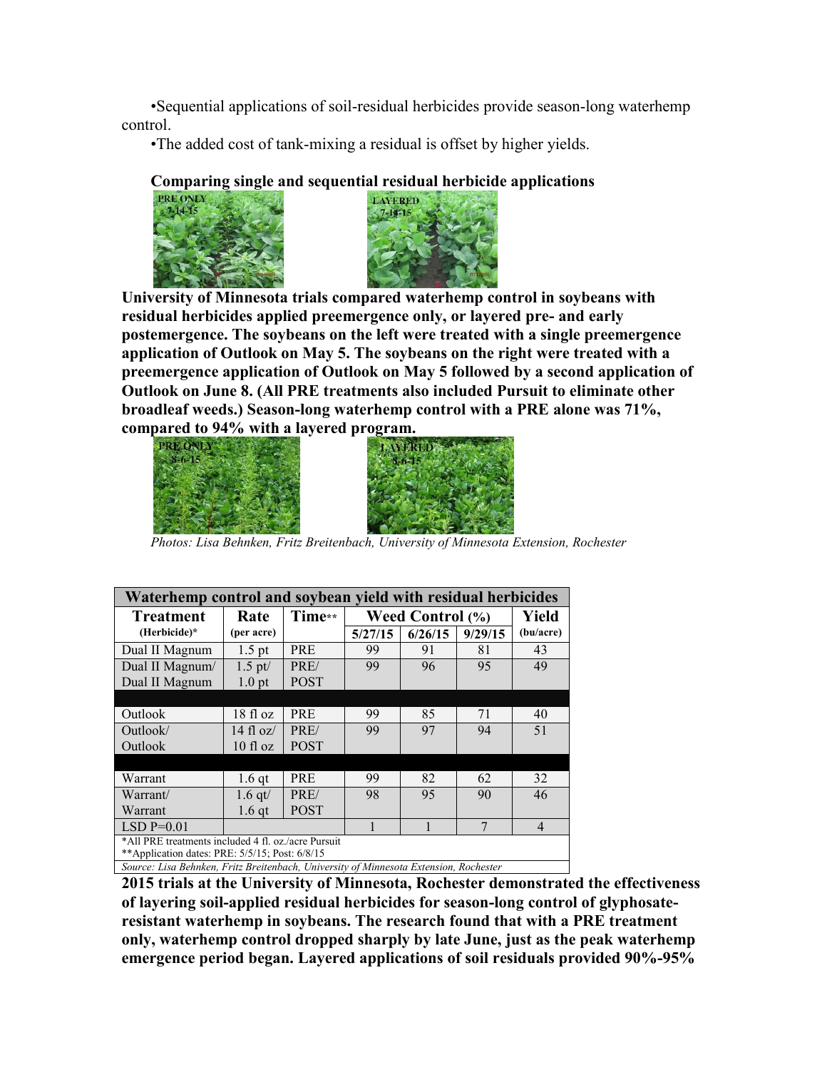•Sequential applications of soil-residual herbicides provide season-long waterhemp control.

•The added cost of tank-mixing a residual is offset by higher yields.

**Comparing single and sequential residual herbicide applications**

**University of Minnesota trials compared waterhemp control in soybeans with residual herbicides applied preemergence only, or layered pre- and early postemergence. The soybeans on the left were treated with a single preemergence application of Outlook on May 5. The soybeans on the right were treated with a preemergence application of Outlook on May 5 followed by a second application of Outlook on June 8. (All PRE treatments also included Pursuit to eliminate other broadleaf weeds.) Season-long waterhemp control with a PRE alone was 71%, compared to 94% with a layered program.**

*Photos: Lisa Behnken, Fritz Breitenbach, University of Minnesota Extension, Rochester*

**Waterhemp control and soybean yield with residual herbicides**

| Treatment (Herbicide)* | Rate (per acre) | Time** | Weed Control (%) 5/27/15 | Weed Control (%) 6/26/15 | Weed Control (%) 9/29/15 | Yield (bu/acre) |
|---|---|---|---|---|---|---|
| Dual II Magnum | 1.5 pt | PRE | 99 | 91 | 81 | 43 |
| Dual II Magnum/ Dual II Magnum | 1.5 pt/ 1.0 pt | PRE/ POST | 99 | 96 | 95 | 49 |
| | | | | | | |
| Outlook | 18 fl oz | PRE | 99 | 85 | 71 | 40 |
| Outlook/ Outlook | 14 fl oz/ 10 fl oz | PRE/ POST | 99 | 97 | 94 | 51 |
| | | | | | | |
| Warrant | 1.6 qt | PRE | 99 | 82 | 62 | 32 |
| Warrant/ Warrant | 1.6 qt/ 1.6 qt | PRE/ POST | 98 | 95 | 90 | 46 |
| LSD P=0.01 | | | 1 | 1 | 7 | 4 |

*All PRE treatments included 4 fl. oz./acre Pursuit
**Application dates: PRE: 5/5/15; Post: 6/8/15

*Source: Lisa Behnken, Fritz Breitenbach, University of Minnesota Extension, Rochester*

**2015 trials at the University of Minnesota, Rochester demonstrated the effectiveness of layering soil-applied residual herbicides for season-long control of glyphosate-resistant waterhemp in soybeans. The research found that with a PRE treatment only, waterhemp control dropped sharply by late June, just as the peak waterhemp emergence period began. Layered applications of soil residuals provided 90%-95%**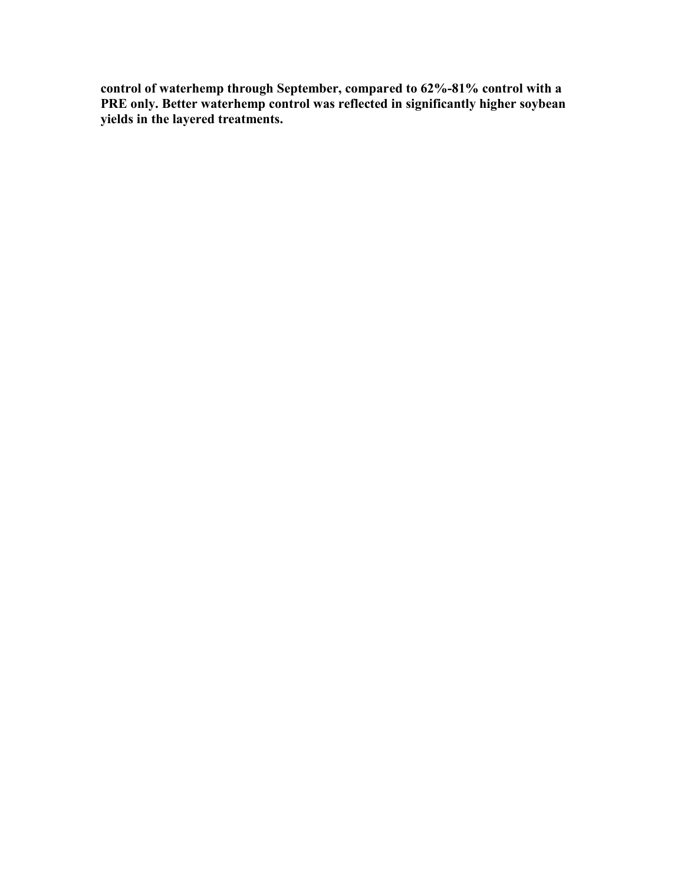**control of waterhemp through September, compared to 62%-81% control with a PRE only. Better waterhemp control was reflected in significantly higher soybean yields in the layered treatments.**